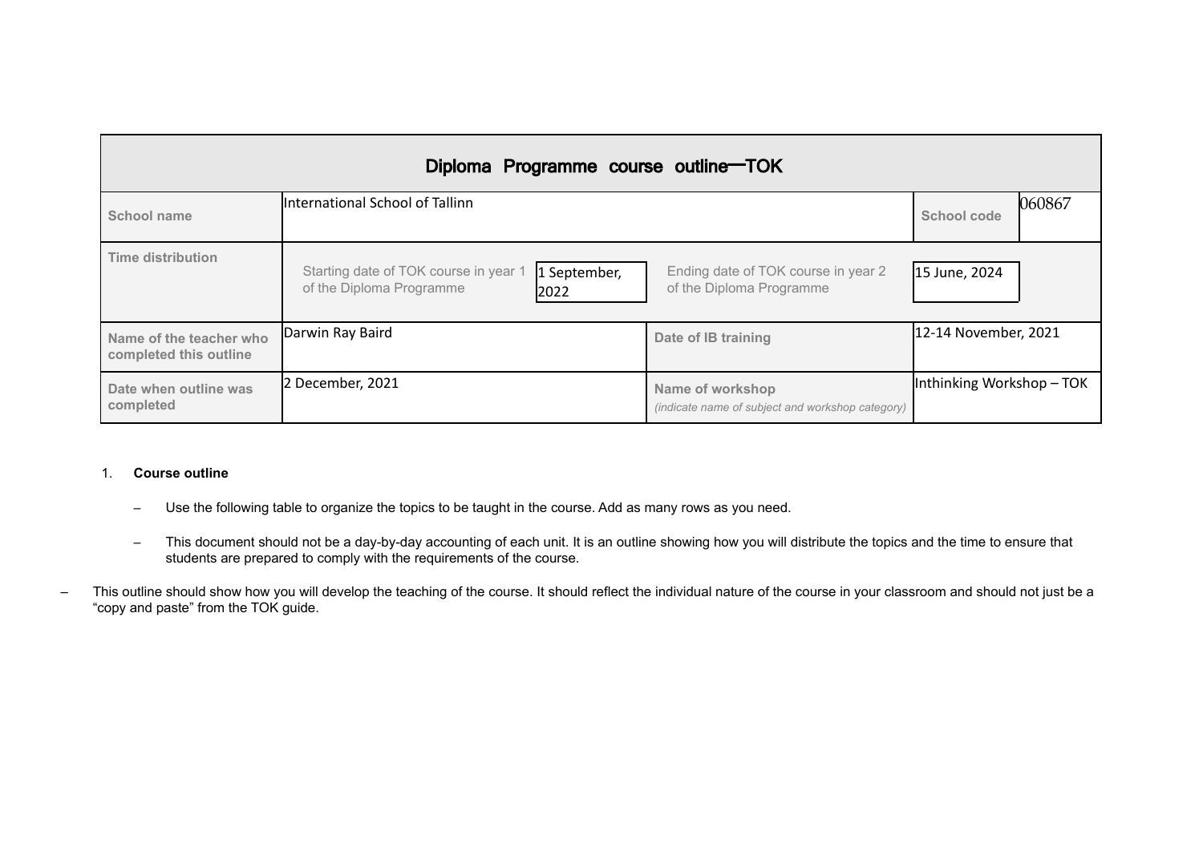| Diploma Programme course outline—TOK | | | | | |
|---|---|---|---|---|---|
| **School name** | International School of Tallinn | | | **School code** | 060867 |
| **Time distribution** | Starting date of TOK course in year 1 of the Diploma Programme | 1 September, 2022 | Ending date of TOK course in year 2 of the Diploma Programme | 15 June, 2024 | |
| **Name of the teacher who completed this outline** | Darwin Ray Baird | | **Date of IB training** | 12-14 November, 2021 | |
| **Date when outline was completed** | 2 December, 2021 | | **Name of workshop** *(indicate name of subject and workshop category)* | Inthinking Workshop – TOK | |

1. **Course outline**

   – Use the following table to organize the topics to be taught in the course. Add as many rows as you need.

   – This document should not be a day-by-day accounting of each unit. It is an outline showing how you will distribute the topics and the time to ensure that students are prepared to comply with the requirements of the course.

– This outline should show how you will develop the teaching of the course. It should reflect the individual nature of the course in your classroom and should not just be a "copy and paste" from the TOK guide.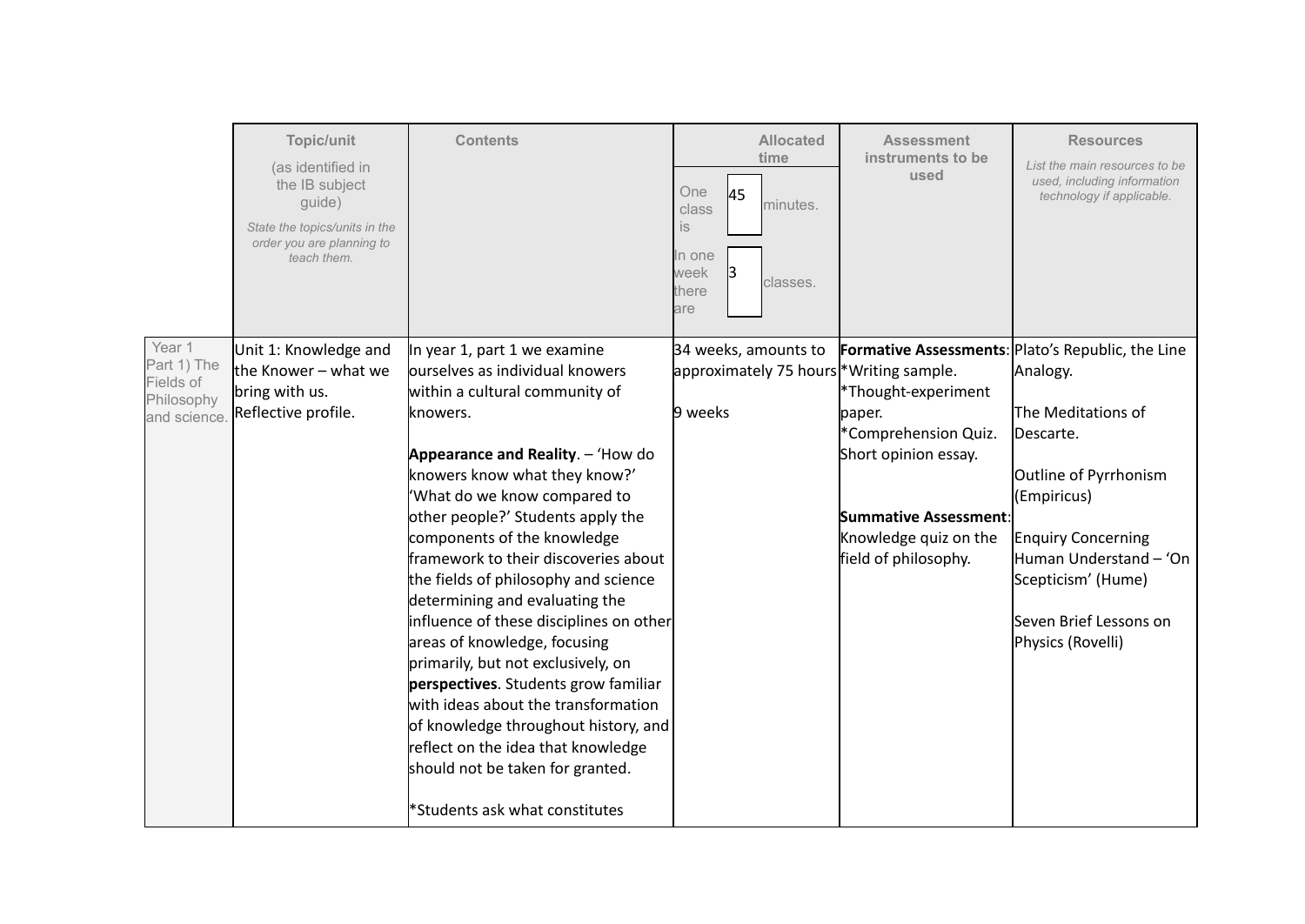| | Topic/unit (as identified in the IB subject guide) *State the topics/units in the order you are planning to teach them.* | Contents | Allocated time One class is 45 minutes. In one week there are 3 classes. | Assessment instruments to be used | Resources *List the main resources to be used, including information technology if applicable.* |
|---|---|---|---|---|---|
| Year 1 Part 1) The Fields of Philosophy and science. | Unit 1: Knowledge and the Knower – what we bring with us. Reflective profile. | In year 1, part 1 we examine ourselves as individual knowers within a cultural community of knowers.<br><br>**Appearance and Reality**. – 'How do knowers know what they know?' 'What do we know compared to other people?' Students apply the components of the knowledge framework to their discoveries about the fields of philosophy and science determining and evaluating the influence of these disciplines on other areas of knowledge, focusing primarily, but not exclusively, on **perspectives**. Students grow familiar with ideas about the transformation of knowledge throughout history, and reflect on the idea that knowledge should not be taken for granted.<br><br>*Students ask what constitutes | 34 weeks, amounts to approximately 75 hours<br><br>9 weeks | **Formative Assessments**:<br>*Writing sample.<br>*Thought-experiment paper.<br>*Comprehension Quiz.<br>Short opinion essay.<br><br>**Summative Assessment**:<br>Knowledge quiz on the field of philosophy. | Plato's Republic, the Line Analogy.<br><br>The Meditations of Descarte.<br><br>Outline of Pyrrhonism (Empiricus)<br><br>Enquiry Concerning Human Understand – 'On Scepticism' (Hume)<br><br>Seven Brief Lessons on Physics (Rovelli) |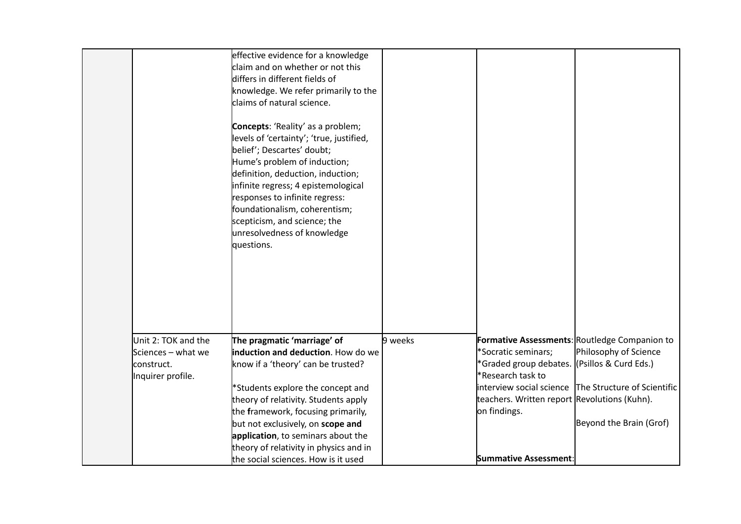| | | | | | |
|---|---|---|---|---|---|
| | | effective evidence for a knowledge claim and on whether or not this differs in different fields of knowledge. We refer primarily to the claims of natural science.<br><br>**Concepts**: 'Reality' as a problem; levels of 'certainty'; 'true, justified, belief'; Descartes' doubt; Hume's problem of induction; definition, deduction, induction; infinite regress; 4 epistemological responses to infinite regress: foundationalism, coherentism; scepticism, and science; the unresolvedness of knowledge questions. | | | |
| | Unit 2: TOK and the Sciences – what we construct.<br>Inquirer profile. | **The pragmatic 'marriage' of induction and deduction**. How do we know if a 'theory' can be trusted?<br><br>*Students explore the concept and theory of relativity. Students apply the **f**ramework, focusing primarily, but not exclusively, on **scope and application**, to seminars about the theory of relativity in physics and in the social sciences. How is it used | 9 weeks | **Formative Assessments**:<br>*Socratic seminars;<br>*Graded group debates.<br>*Research task to interview social science teachers. Written report on findings.<br><br>**Summative Assessment**: | Routledge Companion to Philosophy of Science (Psillos & Curd Eds.)<br><br>The Structure of Scientific Revolutions (Kuhn).<br><br>Beyond the Brain (Grof) |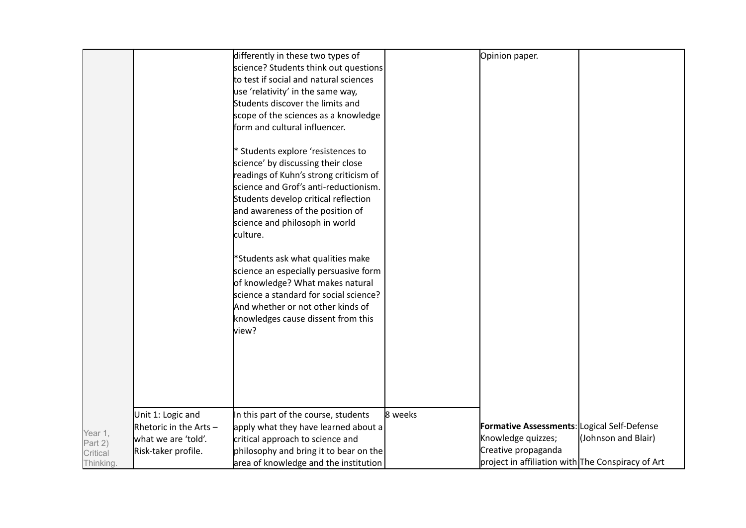| | | | | | |
|---|---|---|---|---|---|
| | | differently in these two types of science? Students think out questions to test if social and natural sciences use 'relativity' in the same way, Students discover the limits and scope of the sciences as a knowledge form and cultural influencer.<br><br>* Students explore 'resistences to science' by discussing their close readings of Kuhn's strong criticism of science and Grof's anti-reductionism. Students develop critical reflection and awareness of the position of science and philosoph in world culture.<br><br>*Students ask what qualities make science an especially persuasive form of knowledge? What makes natural science a standard for social science? And whether or not other kinds of knowledges cause dissent from this view? | | Opinion paper. | |
| Year 1, Part 2) Critical Thinking. | Unit 1: Logic and Rhetoric in the Arts – what we are 'told'. Risk-taker profile. | In this part of the course, students apply what they have learned about a critical approach to science and philosophy and bring it to bear on the area of knowledge and the institution | 8 weeks | **Formative Assessments**: Knowledge quizzes; Creative propaganda project in affiliation with | Logical Self-Defense (Johnson and Blair)<br><br>The Conspiracy of Art |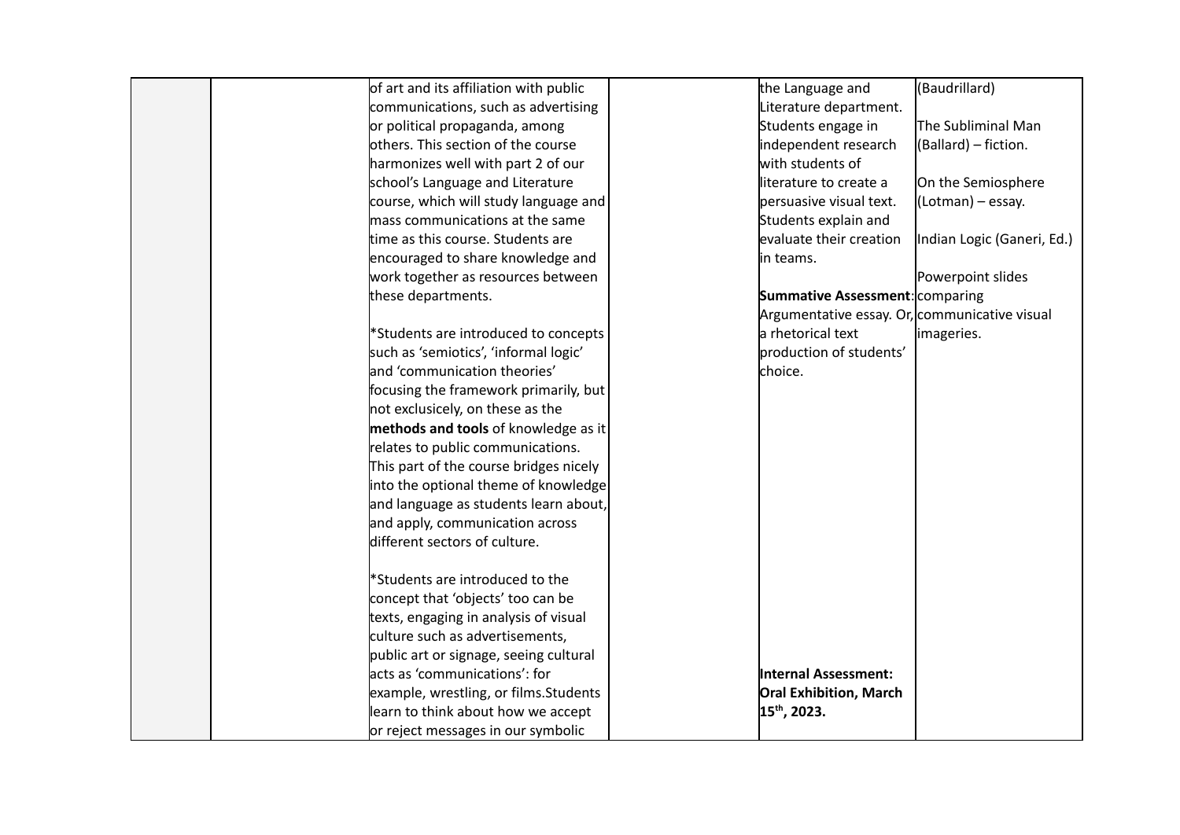| | | | | | |
|---|---|---|---|---|---|
| | | of art and its affiliation with public communications, such as advertising or political propaganda, among others. This section of the course harmonizes well with part 2 of our school's Language and Literature course, which will study language and mass communications at the same time as this course. Students are encouraged to share knowledge and work together as resources between these departments.<br><br>*Students are introduced to concepts such as 'semiotics', 'informal logic' and 'communication theories' focusing the framework primarily, but not exclusicely, on these as the **methods and tools** of knowledge as it relates to public communications. This part of the course bridges nicely into the optional theme of knowledge and language as students learn about, and apply, communication across different sectors of culture.<br><br>*Students are introduced to the concept that 'objects' too can be texts, engaging in analysis of visual culture such as advertisements, public art or signage, seeing cultural acts as 'communications': for example, wrestling, or films.Students learn to think about how we accept or reject messages in our symbolic | | the Language and Literature department. Students engage in independent research with students of literature to create a persuasive visual text. Students explain and evaluate their creation in teams.<br><br>**Summative Assessment**: Argumentative essay. Or, a rhetorical text production of students' choice.<br><br>**Internal Assessment: Oral Exhibition, March 15th, 2023.** | (Baudrillard)<br><br>The Subliminal Man (Ballard) – fiction.<br><br>On the Semiosphere (Lotman) – essay.<br><br>Indian Logic (Ganeri, Ed.)<br><br>Powerpoint slides comparing communicative visual imageries. |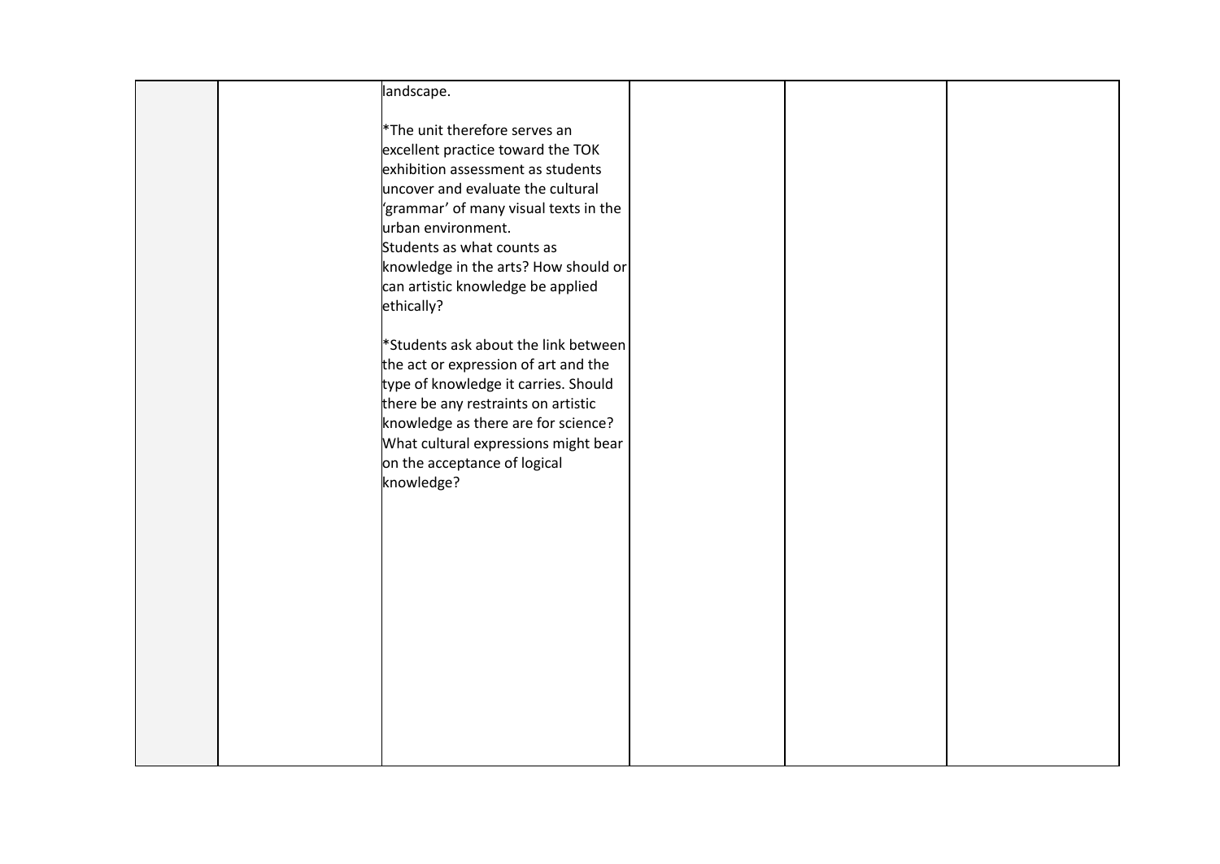| | | | | | |
|---|---|---|---|---|---|
| | | landscape.<br><br>*The unit therefore serves an excellent practice toward the TOK exhibition assessment as students uncover and evaluate the cultural 'grammar' of many visual texts in the urban environment.<br>Students as what counts as knowledge in the arts? How should or can artistic knowledge be applied ethically?<br><br>*Students ask about the link between the act or expression of art and the type of knowledge it carries. Should there be any restraints on artistic knowledge as there are for science? What cultural expressions might bear on the acceptance of logical knowledge? | | | |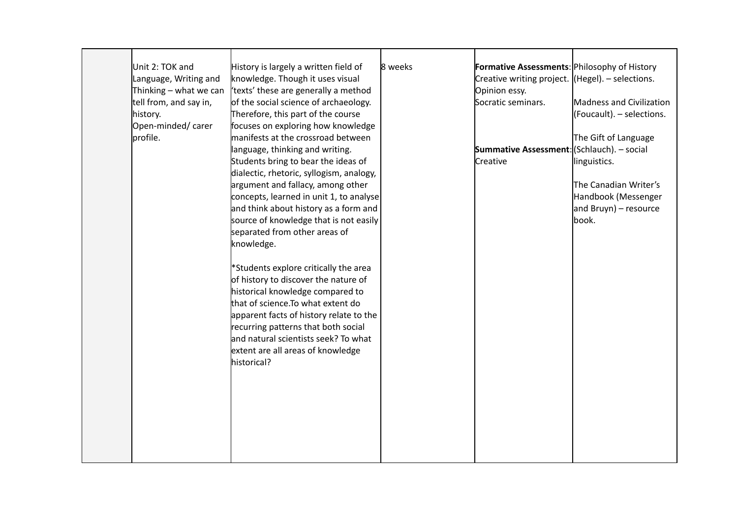| | | | | | |
|---|---|---|---|---|---|
| | Unit 2: TOK and Language, Writing and Thinking – what we can tell from, and say in, history.<br>Open-minded/ carer profile. | History is largely a written field of knowledge. Though it uses visual 'texts' these are generally a method of the social science of archaeology. Therefore, this part of the course focuses on exploring how knowledge manifests at the crossroad between language, thinking and writing. Students bring to bear the ideas of dialectic, rhetoric, syllogism, analogy, argument and fallacy, among other concepts, learned in unit 1, to analyse and think about history as a form and source of knowledge that is not easily separated from other areas of knowledge.<br><br>*Students explore critically the area of history to discover the nature of historical knowledge compared to that of science.To what extent do apparent facts of history relate to the recurring patterns that both social and natural scientists seek? To what extent are all areas of knowledge historical? | 8 weeks | **Formative Assessments**: Creative writing project. Opinion essay. Socratic seminars.<br><br>**Summative Assessment**: Creative | Philosophy of History (Hegel). – selections.<br><br>Madness and Civilization (Foucault). – selections.<br><br>The Gift of Language (Schlauch). – social linguistics.<br><br>The Canadian Writer's Handbook (Messenger and Bruyn) – resource book. |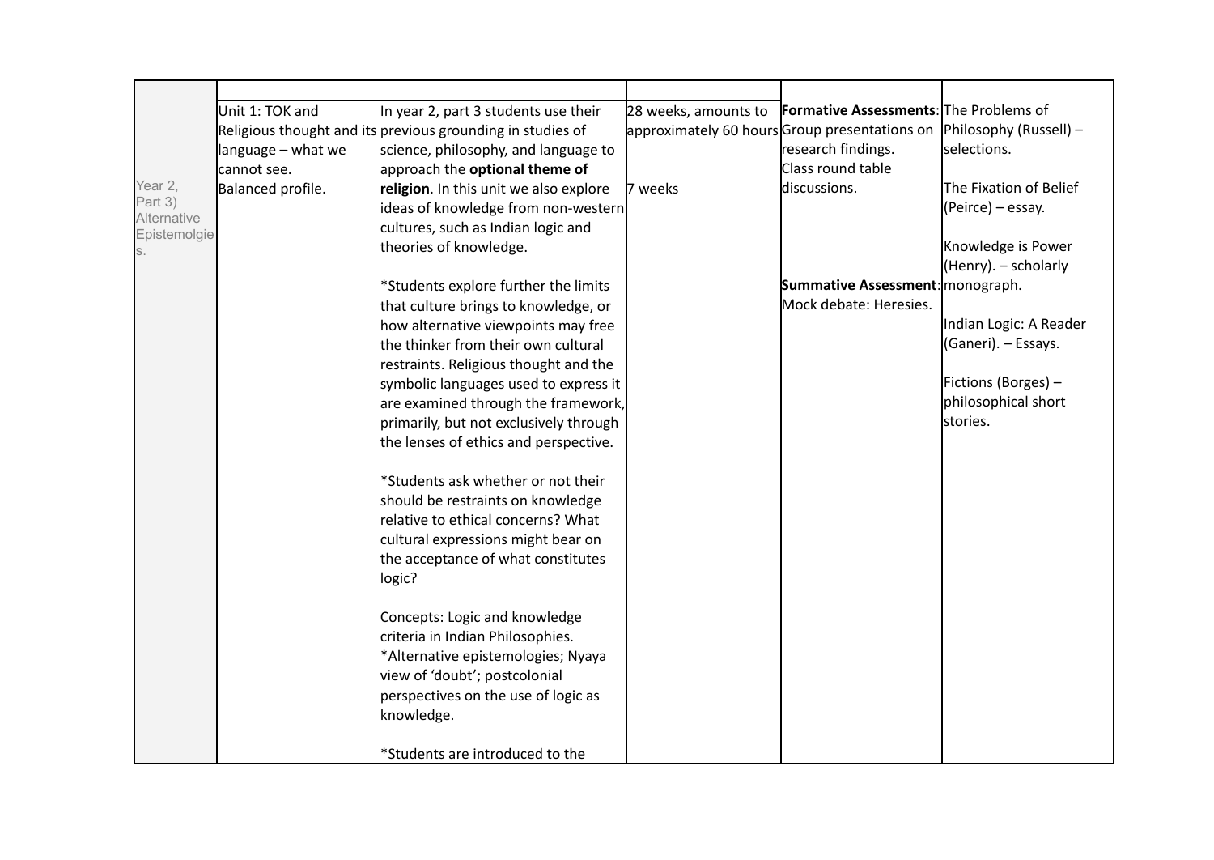| | | | | | |
|---|---|---|---|---|---|
| Year 2, Part 3) Alternative Epistemolgies. | Unit 1: TOK and Religious thought and its language – what we cannot see.<br><br>Balanced profile. | In year 2, part 3 students use their previous grounding in studies of science, philosophy, and language to approach the **optional theme of religion**. In this unit we also explore ideas of knowledge from non-western cultures, such as Indian logic and theories of knowledge.<br><br>*Students explore further the limits that culture brings to knowledge, or how alternative viewpoints may free the thinker from their own cultural restraints. Religious thought and the symbolic languages used to express it are examined through the framework, primarily, but not exclusively through the lenses of ethics and perspective.<br><br>*Students ask whether or not their should be restraints on knowledge relative to ethical concerns? What cultural expressions might bear on the acceptance of what constitutes logic?<br><br>Concepts: Logic and knowledge criteria in Indian Philosophies.<br>*Alternative epistemologies; Nyaya view of 'doubt'; postcolonial perspectives on the use of logic as knowledge.<br><br>*Students are introduced to the | 28 weeks, amounts to approximately 60 hours<br><br>7 weeks | **Formative Assessments**: Group presentations on research findings.<br>Class round table discussions.<br><br>**Summative Assessment**: Mock debate: Heresies. | The Problems of Philosophy (Russell) – selections.<br><br>The Fixation of Belief (Peirce) – essay.<br><br>Knowledge is Power (Henry). – scholarly monograph.<br><br>Indian Logic: A Reader (Ganeri). – Essays.<br><br>Fictions (Borges) – philosophical short stories. |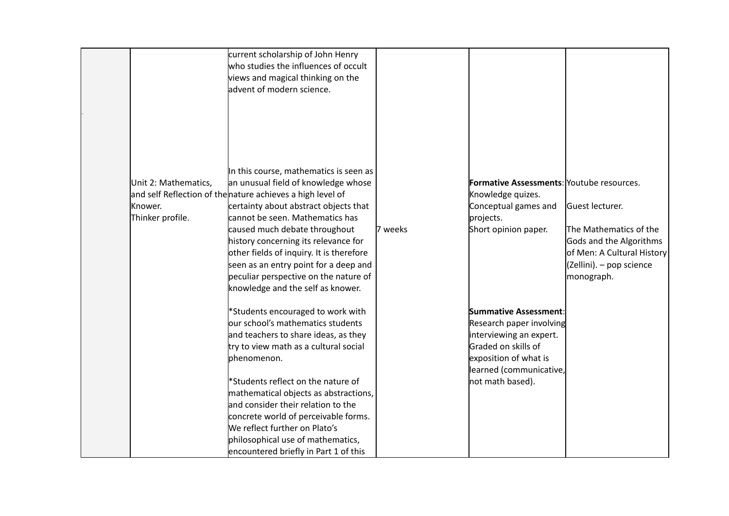| | | | | | |
|---|---|---|---|---|---|
| | | current scholarship of John Henry who studies the influences of occult views and magical thinking on the advent of modern science. | | | |
| | Unit 2: Mathematics, and self Reflection of the Knower. Thinker profile. | In this course, mathematics is seen as an unusual field of knowledge whose nature achieves a high level of certainty about abstract objects that cannot be seen. Mathematics has caused much debate throughout history concerning its relevance for other fields of inquiry. It is therefore seen as an entry point for a deep and peculiar perspective on the nature of knowledge and the self as knower.<br><br>*Students encouraged to work with our school's mathematics students and teachers to share ideas, as they try to view math as a cultural social phenomenon.<br><br>*Students reflect on the nature of mathematical objects as abstractions, and consider their relation to the concrete world of perceivable forms. We reflect further on Plato's philosophical use of mathematics, encountered briefly in Part 1 of this | 7 weeks | **Formative Assessments**: Knowledge quizes. Conceptual games and projects. Short opinion paper.<br><br>**Summative Assessment**: Research paper involving interviewing an expert. Graded on skills of exposition of what is learned (communicative, not math based). | Youtube resources.<br><br>Guest lecturer.<br><br>The Mathematics of the Gods and the Algorithms of Men: A Cultural History (Zellini). – pop science monograph. |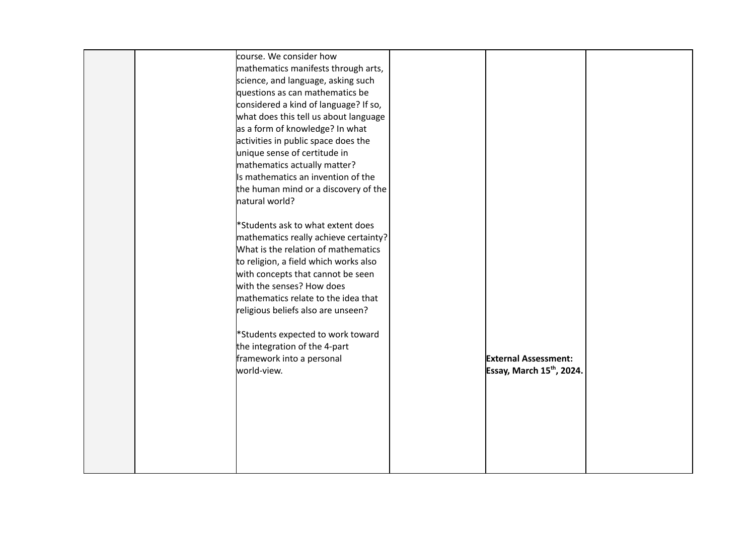| | | | | | |
|---|---|---|---|---|---|
| | | course. We consider how mathematics manifests through arts, science, and language, asking such questions as can mathematics be considered a kind of language? If so, what does this tell us about language as a form of knowledge? In what activities in public space does the unique sense of certitude in mathematics actually matter?<br>Is mathematics an invention of the the human mind or a discovery of the natural world?<br><br>*Students ask to what extent does mathematics really achieve certainty? What is the relation of mathematics to religion, a field which works also with concepts that cannot be seen with the senses? How does mathematics relate to the idea that religious beliefs also are unseen?<br><br>*Students expected to work toward the integration of the 4-part framework into a personal world-view. | | **External Assessment: Essay, March 15th, 2024.** | |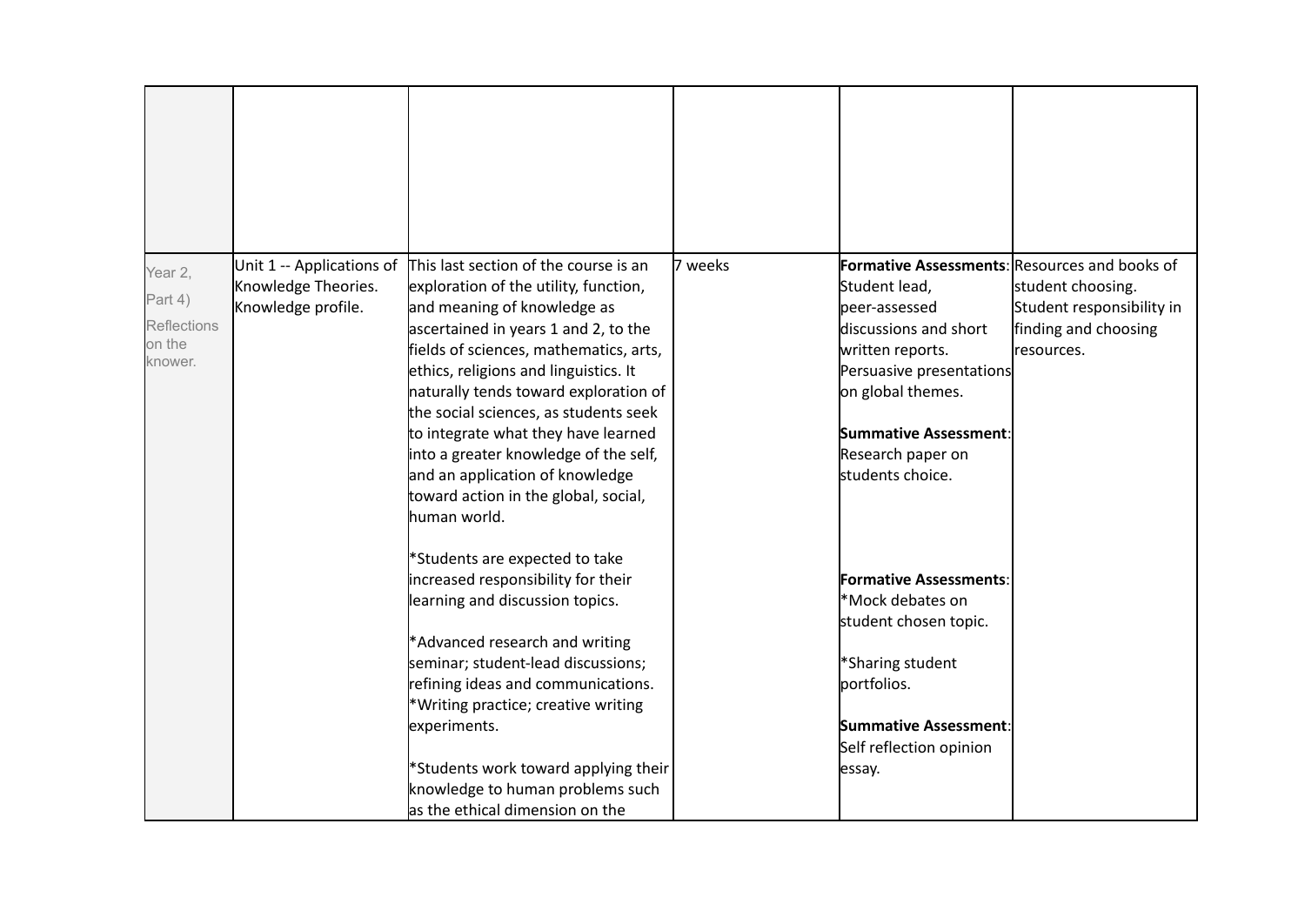| | | | | | |
|---|---|---|---|---|---|
| | | | | | |
| Year 2, Part 4) Reflections on the knower. | Unit 1 -- Applications of Knowledge Theories. Knowledge profile. | This last section of the course is an exploration of the utility, function, and meaning of knowledge as ascertained in years 1 and 2, to the fields of sciences, mathematics, arts, ethics, religions and linguistics. It naturally tends toward exploration of the social sciences, as students seek to integrate what they have learned into a greater knowledge of the self, and an application of knowledge toward action in the global, social, human world.<br><br>*Students are expected to take increased responsibility for their learning and discussion topics.<br><br>*Advanced research and writing seminar; student-lead discussions; refining ideas and communications.<br>*Writing practice; creative writing experiments.<br><br>*Students work toward applying their knowledge to human problems such as the ethical dimension on the | 7 weeks | **Formative Assessments**: Student lead, peer-assessed discussions and short written reports. Persuasive presentations on global themes.<br><br>**Summative Assessment**: Research paper on students choice.<br><br>**Formative Assessments**:<br>*Mock debates on student chosen topic.<br><br>*Sharing student portfolios.<br><br>**Summative Assessment**: Self reflection opinion essay. | Resources and books of student choosing. Student responsibility in finding and choosing resources. |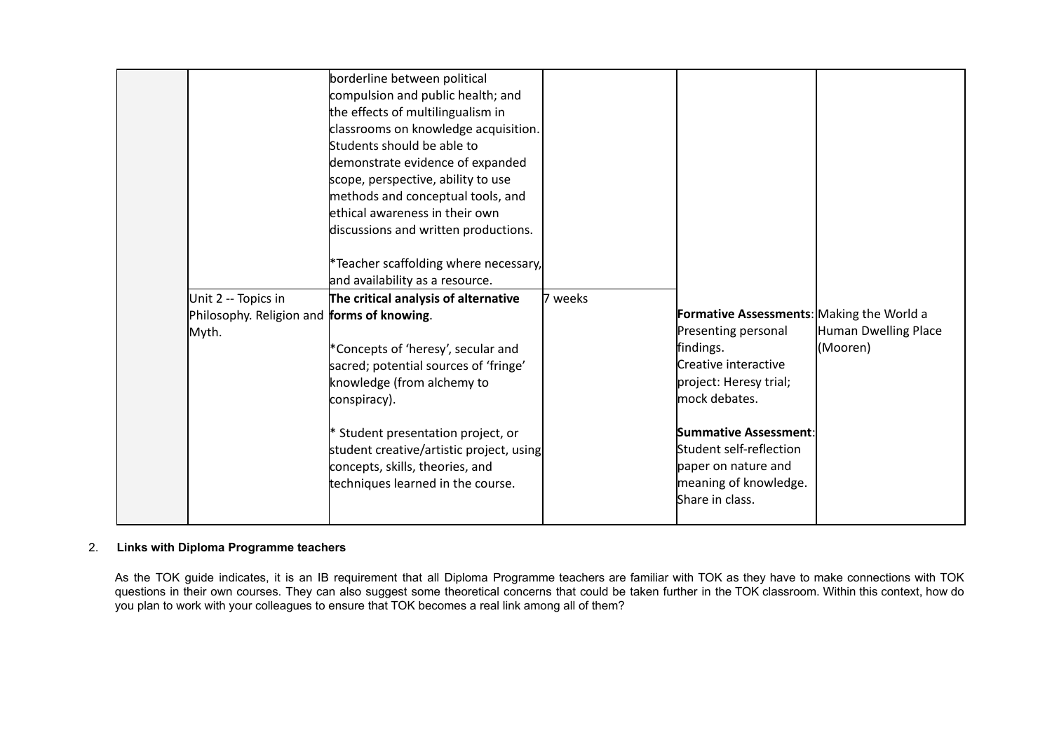| | | | | | |
|---|---|---|---|---|---|
| | | borderline between political compulsion and public health; and the effects of multilingualism in classrooms on knowledge acquisition. Students should be able to demonstrate evidence of expanded scope, perspective, ability to use methods and conceptual tools, and ethical awareness in their own discussions and written productions.<br><br>*Teacher scaffolding where necessary, and availability as a resource. | | | |
| | Unit 2 -- Topics in Philosophy. Religion and Myth. | **The critical analysis of alternative forms of knowing**.<br><br>*Concepts of 'heresy', secular and sacred; potential sources of 'fringe' knowledge (from alchemy to conspiracy).<br><br>* Student presentation project, or student creative/artistic project, using concepts, skills, theories, and techniques learned in the course. | 7 weeks | **Formative Assessments**: Presenting personal findings.<br>Creative interactive project: Heresy trial; mock debates.<br><br>**Summative Assessment**: Student self-reflection paper on nature and meaning of knowledge. Share in class. | Making the World a Human Dwelling Place (Mooren) |

2. **Links with Diploma Programme teachers**

As the TOK guide indicates, it is an IB requirement that all Diploma Programme teachers are familiar with TOK as they have to make connections with TOK questions in their own courses. They can also suggest some theoretical concerns that could be taken further in the TOK classroom. Within this context, how do you plan to work with your colleagues to ensure that TOK becomes a real link among all of them?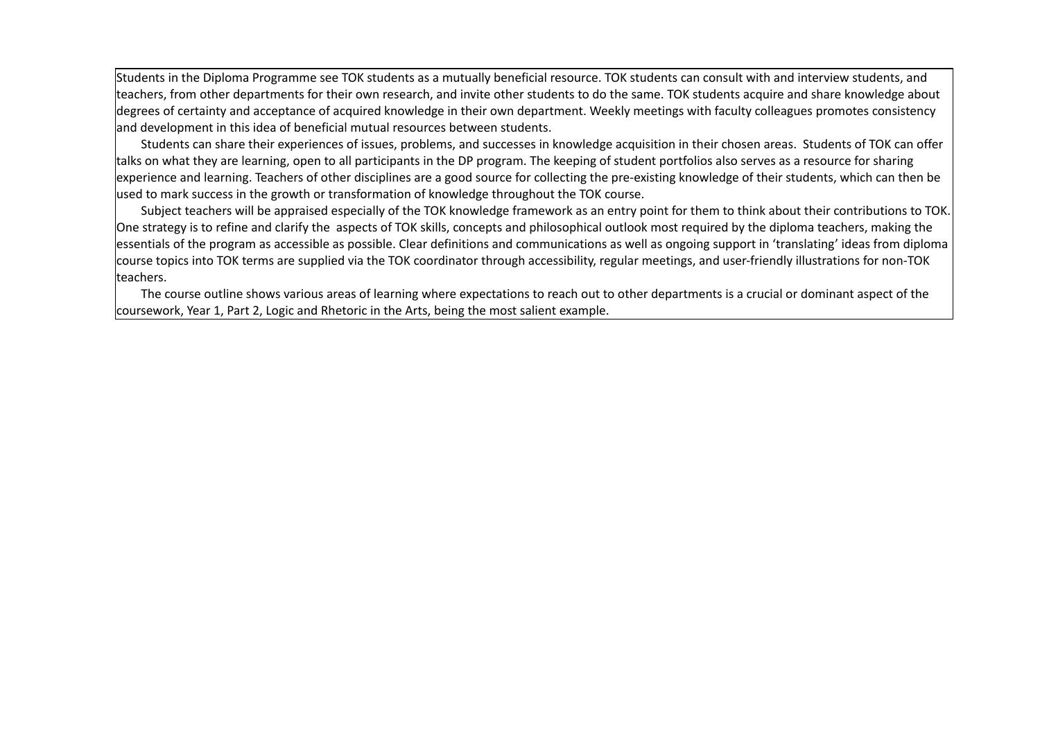Students in the Diploma Programme see TOK students as a mutually beneficial resource. TOK students can consult with and interview students, and teachers, from other departments for their own research, and invite other students to do the same. TOK students acquire and share knowledge about degrees of certainty and acceptance of acquired knowledge in their own department. Weekly meetings with faculty colleagues promotes consistency and development in this idea of beneficial mutual resources between students.

Students can share their experiences of issues, problems, and successes in knowledge acquisition in their chosen areas. Students of TOK can offer talks on what they are learning, open to all participants in the DP program. The keeping of student portfolios also serves as a resource for sharing experience and learning. Teachers of other disciplines are a good source for collecting the pre-existing knowledge of their students, which can then be used to mark success in the growth or transformation of knowledge throughout the TOK course.

Subject teachers will be appraised especially of the TOK knowledge framework as an entry point for them to think about their contributions to TOK. One strategy is to refine and clarify the aspects of TOK skills, concepts and philosophical outlook most required by the diploma teachers, making the essentials of the program as accessible as possible. Clear definitions and communications as well as ongoing support in 'translating' ideas from diploma course topics into TOK terms are supplied via the TOK coordinator through accessibility, regular meetings, and user-friendly illustrations for non-TOK teachers.

The course outline shows various areas of learning where expectations to reach out to other departments is a crucial or dominant aspect of the coursework, Year 1, Part 2, Logic and Rhetoric in the Arts, being the most salient example.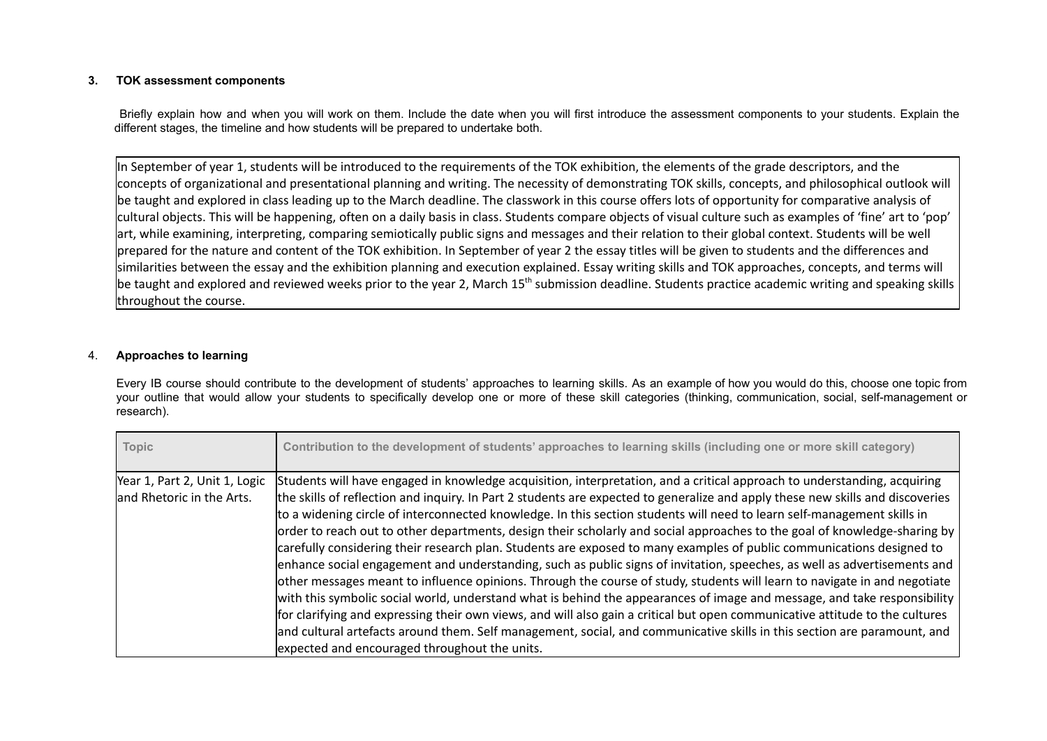### 3. TOK assessment components

Briefly explain how and when you will work on them. Include the date when you will first introduce the assessment components to your students. Explain the different stages, the timeline and how students will be prepared to undertake both.

In September of year 1, students will be introduced to the requirements of the TOK exhibition, the elements of the grade descriptors, and the concepts of organizational and presentational planning and writing. The necessity of demonstrating TOK skills, concepts, and philosophical outlook will be taught and explored in class leading up to the March deadline. The classwork in this course offers lots of opportunity for comparative analysis of cultural objects. This will be happening, often on a daily basis in class. Students compare objects of visual culture such as examples of 'fine' art to 'pop' art, while examining, interpreting, comparing semiotically public signs and messages and their relation to their global context. Students will be well prepared for the nature and content of the TOK exhibition. In September of year 2 the essay titles will be given to students and the differences and similarities between the essay and the exhibition planning and execution explained. Essay writing skills and TOK approaches, concepts, and terms will be taught and explored and reviewed weeks prior to the year 2, March 15th submission deadline. Students practice academic writing and speaking skills throughout the course.

### 4. Approaches to learning

Every IB course should contribute to the development of students' approaches to learning skills. As an example of how you would do this, choose one topic from your outline that would allow your students to specifically develop one or more of these skill categories (thinking, communication, social, self-management or research).

| Topic | Contribution to the development of students' approaches to learning skills (including one or more skill category) |
| --- | --- |
| Year 1, Part 2, Unit 1, Logic and Rhetoric in the Arts. | Students will have engaged in knowledge acquisition, interpretation, and a critical approach to understanding, acquiring the skills of reflection and inquiry. In Part 2 students are expected to generalize and apply these new skills and discoveries to a widening circle of interconnected knowledge. In this section students will need to learn self-management skills in order to reach out to other departments, design their scholarly and social approaches to the goal of knowledge-sharing by carefully considering their research plan. Students are exposed to many examples of public communications designed to enhance social engagement and understanding, such as public signs of invitation, speeches, as well as advertisements and other messages meant to influence opinions. Through the course of study, students will learn to navigate in and negotiate with this symbolic social world, understand what is behind the appearances of image and message, and take responsibility for clarifying and expressing their own views, and will also gain a critical but open communicative attitude to the cultures and cultural artefacts around them. Self management, social, and communicative skills in this section are paramount, and expected and encouraged throughout the units. |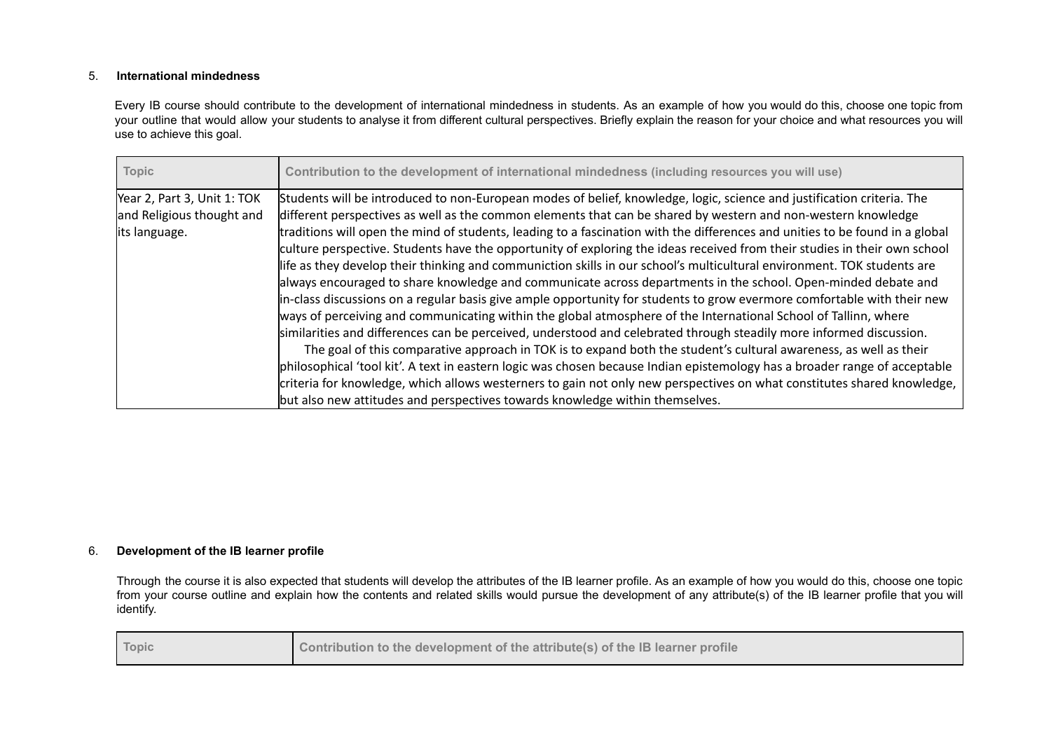5. **International mindedness**

Every IB course should contribute to the development of international mindedness in students. As an example of how you would do this, choose one topic from your outline that would allow your students to analyse it from different cultural perspectives. Briefly explain the reason for your choice and what resources you will use to achieve this goal.

| Topic | Contribution to the development of international mindedness (including resources you will use) |
|---|---|
| Year 2, Part 3, Unit 1: TOK and Religious thought and its language. | Students will be introduced to non-European modes of belief, knowledge, logic, science and justification criteria. The different perspectives as well as the common elements that can be shared by western and non-western knowledge traditions will open the mind of students, leading to a fascination with the differences and unities to be found in a global culture perspective. Students have the opportunity of exploring the ideas received from their studies in their own school life as they develop their thinking and communiction skills in our school's multicultural environment. TOK students are always encouraged to share knowledge and communicate across departments in the school. Open-minded debate and in-class discussions on a regular basis give ample opportunity for students to grow evermore comfortable with their new ways of perceiving and communicating within the global atmosphere of the International School of Tallinn, where similarities and differences can be perceived, understood and celebrated through steadily more informed discussion.<br>The goal of this comparative approach in TOK is to expand both the student's cultural awareness, as well as their philosophical 'tool kit'. A text in eastern logic was chosen because Indian epistemology has a broader range of acceptable criteria for knowledge, which allows westerners to gain not only new perspectives on what constitutes shared knowledge, but also new attitudes and perspectives towards knowledge within themselves. |

6. **Development of the IB learner profile**

Through the course it is also expected that students will develop the attributes of the IB learner profile. As an example of how you would do this, choose one topic from your course outline and explain how the contents and related skills would pursue the development of any attribute(s) of the IB learner profile that you will identify.

| Topic | Contribution to the development of the attribute(s) of the IB learner profile |
|---|---|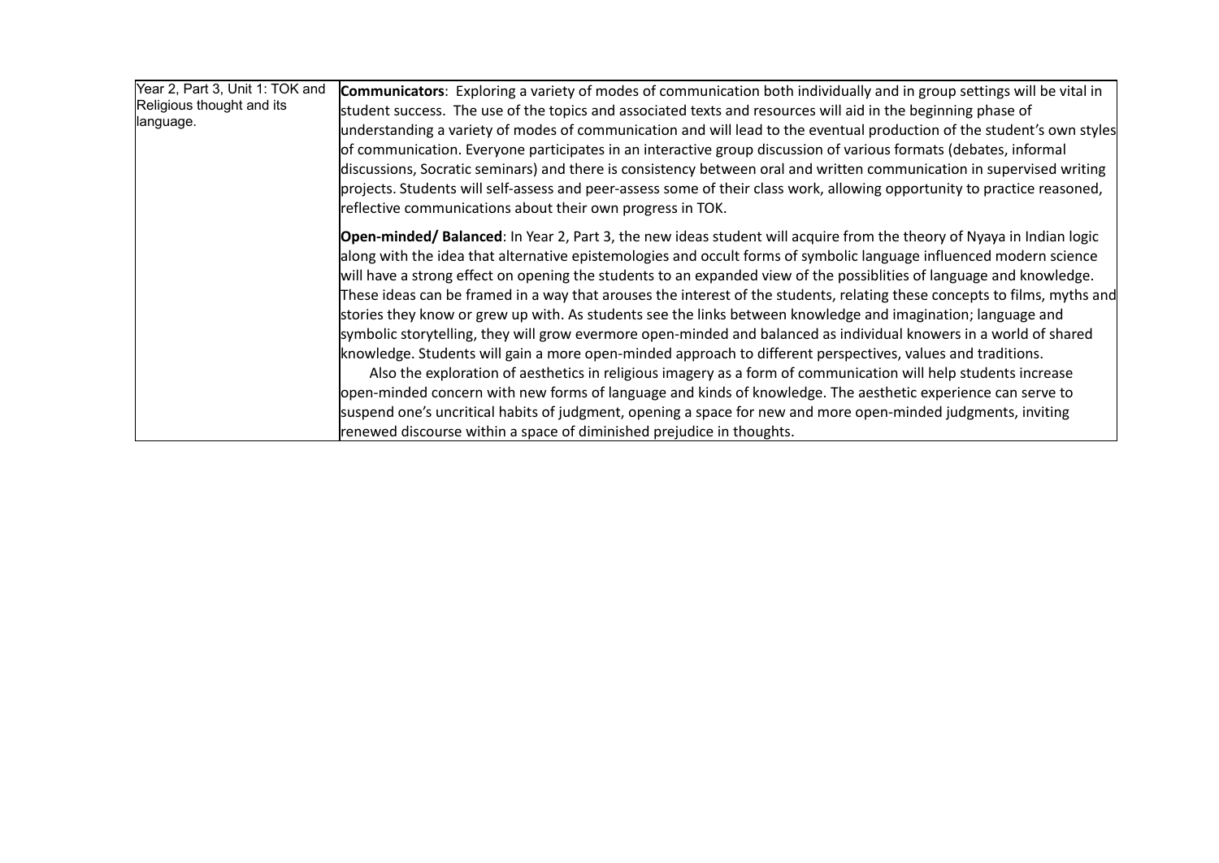| | |
|---|---|
| Year 2, Part 3, Unit 1: TOK and Religious thought and its language. | **Communicators**: Exploring a variety of modes of communication both individually and in group settings will be vital in student success. The use of the topics and associated texts and resources will aid in the beginning phase of understanding a variety of modes of communication and will lead to the eventual production of the student's own styles of communication. Everyone participates in an interactive group discussion of various formats (debates, informal discussions, Socratic seminars) and there is consistency between oral and written communication in supervised writing projects. Students will self-assess and peer-assess some of their class work, allowing opportunity to practice reasoned, reflective communications about their own progress in TOK.<br><br>**Open-minded/ Balanced**: In Year 2, Part 3, the new ideas student will acquire from the theory of Nyaya in Indian logic along with the idea that alternative epistemologies and occult forms of symbolic language influenced modern science will have a strong effect on opening the students to an expanded view of the possiblities of language and knowledge. These ideas can be framed in a way that arouses the interest of the students, relating these concepts to films, myths and stories they know or grew up with. As students see the links between knowledge and imagination; language and symbolic storytelling, they will grow evermore open-minded and balanced as individual knowers in a world of shared knowledge. Students will gain a more open-minded approach to different perspectives, values and traditions.<br>Also the exploration of aesthetics in religious imagery as a form of communication will help students increase open-minded concern with new forms of language and kinds of knowledge. The aesthetic experience can serve to suspend one's uncritical habits of judgment, opening a space for new and more open-minded judgments, inviting renewed discourse within a space of diminished prejudice in thoughts. |